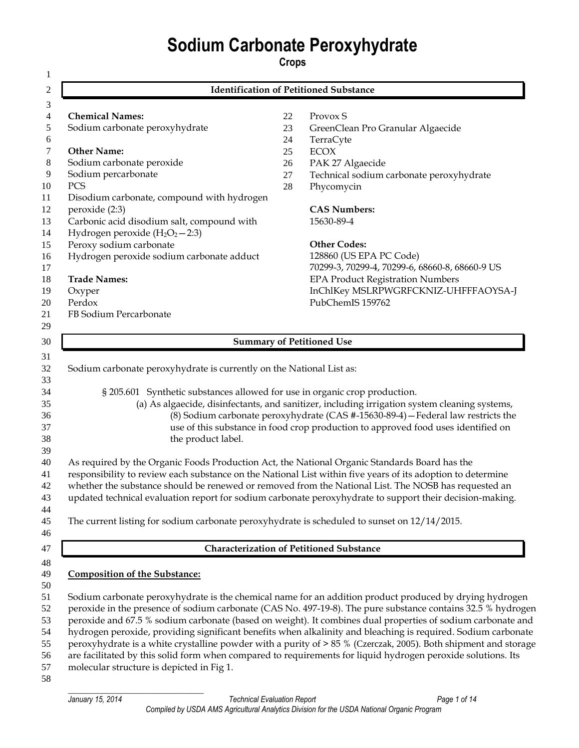# Sodium Carbonate Peroxyhydrate

**Crops**

## Identification of Petitioned Substance

**Chemical Names:**
Sodium carbonate peroxyhydrate

**Other Name:**
Sodium carbonate peroxide
Sodium percarbonate
PCS
Disodium carbonate, compound with hydrogen peroxide (2:3)
Carbonic acid disodium salt, compound with Hydrogen peroxide ($H_2O_2$—2:3)
Peroxy sodium carbonate
Hydrogen peroxide sodium carbonate adduct

**Trade Names:**
Oxyper
Perdox
FB Sodium Percarbonate
Provox S
GreenClean Pro Granular Algaecide
TerraCyte
ECOX
PAK 27 Algaecide
Technical sodium carbonate peroxyhydrate
Phycomycin

**CAS Numbers:**
15630-89-4

**Other Codes:**
128860 (US EPA PC Code)
70299-3, 70299-4, 70299-6, 68660-8, 68660-9 US EPA Product Registration Numbers
InChlKey MSLRPWGRFCKNIZ-UHFFFAOYSA-J
PubChemIS 159762

## Summary of Petitioned Use

Sodium carbonate peroxyhydrate is currently on the National List as:

> § 205.601 Synthetic substances allowed for use in organic crop production.
>
> (a) As algaecide, disinfectants, and sanitizer, including irrigation system cleaning systems,
>
> (8) Sodium carbonate peroxyhydrate (CAS #-15630-89-4)—Federal law restricts the use of this substance in food crop production to approved food uses identified on the product label.

As required by the Organic Foods Production Act, the National Organic Standards Board has the responsibility to review each substance on the National List within five years of its adoption to determine whether the substance should be renewed or removed from the National List. The NOSB has requested an updated technical evaluation report for sodium carbonate peroxyhydrate to support their decision-making.

The current listing for sodium carbonate peroxyhydrate is scheduled to sunset on 12/14/2015.

## Characterization of Petitioned Substance

### Composition of the Substance:

Sodium carbonate peroxyhydrate is the chemical name for an addition product produced by drying hydrogen peroxide in the presence of sodium carbonate (CAS No. 497-19-8). The pure substance contains 32.5 % hydrogen peroxide and 67.5 % sodium carbonate (based on weight). It combines dual properties of sodium carbonate and hydrogen peroxide, providing significant benefits when alkalinity and bleaching is required. Sodium carbonate peroxyhydrate is a white crystalline powder with a purity of > 85 % (Czerczak, 2005). Both shipment and storage are facilitated by this solid form when compared to requirements for liquid hydrogen peroxide solutions. Its molecular structure is depicted in Fig 1.

January 15, 2014 Technical Evaluation Report

Compiled by USDA AMS Agricultural Analytics Division for the USDA National Organic Program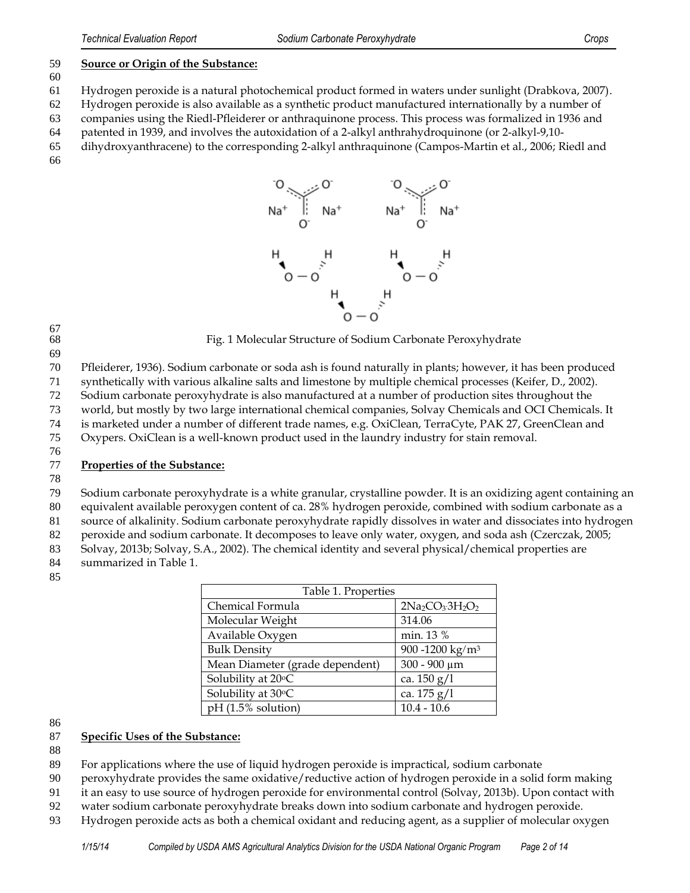**Source or Origin of the Substance:**

Hydrogen peroxide is a natural photochemical product formed in waters under sunlight (Drabkova, 2007). Hydrogen peroxide is also available as a synthetic product manufactured internationally by a number of companies using the Riedl-Pfleiderer or anthraquinone process. This process was formalized in 1936 and patented in 1939, and involves the autoxidation of a 2-alkyl anthrahydroquinone (or 2-alkyl-9,10-dihydroxyanthracene) to the corresponding 2-alkyl anthraquinone (Campos-Martin et al., 2006; Riedl and Pfleiderer, 1936). Sodium carbonate or soda ash is found naturally in plants; however, it has been produced synthetically with various alkaline salts and limestone by multiple chemical processes (Keifer, D., 2002). Sodium carbonate peroxyhydrate is also manufactured at a number of production sites throughout the world, but mostly by two large international chemical companies, Solvay Chemicals and OCI Chemicals. It is marketed under a number of different trade names, e.g. OxiClean, TerraCyte, PAK 27, GreenClean and Oxypers. OxiClean is a well-known product used in the laundry industry for stain removal.

Fig. 1 Molecular Structure of Sodium Carbonate Peroxyhydrate

**Properties of the Substance:**

Sodium carbonate peroxyhydrate is a white granular, crystalline powder. It is an oxidizing agent containing an equivalent available peroxygen content of ca. 28% hydrogen peroxide, combined with sodium carbonate as a source of alkalinity. Sodium carbonate peroxyhydrate rapidly dissolves in water and dissociates into hydrogen peroxide and sodium carbonate. It decomposes to leave only water, oxygen, and soda ash (Czerczak, 2005; Solvay, 2013b; Solvay, S.A., 2002). The chemical identity and several physical/chemical properties are summarized in Table 1.

| Table 1. Properties | |
|---|---|
| Chemical Formula | $2Na_2CO_3 \cdot 3H_2O_2$ |
| Molecular Weight | 314.06 |
| Available Oxygen | min. 13 % |
| Bulk Density | 900 -1200 kg/m³ |
| Mean Diameter (grade dependent) | 300 - 900 µm |
| Solubility at 20°C | ca. 150 g/l |
| Solubility at 30°C | ca. 175 g/l |
| pH (1.5% solution) | 10.4 - 10.6 |

**Specific Uses of the Substance:**

For applications where the use of liquid hydrogen peroxide is impractical, sodium carbonate peroxyhydrate provides the same oxidative/reductive action of hydrogen peroxide in a solid form making it an easy to use source of hydrogen peroxide for environmental control (Solvay, 2013b). Upon contact with water sodium carbonate peroxyhydrate breaks down into sodium carbonate and hydrogen peroxide. Hydrogen peroxide acts as both a chemical oxidant and reducing agent, as a supplier of molecular oxygen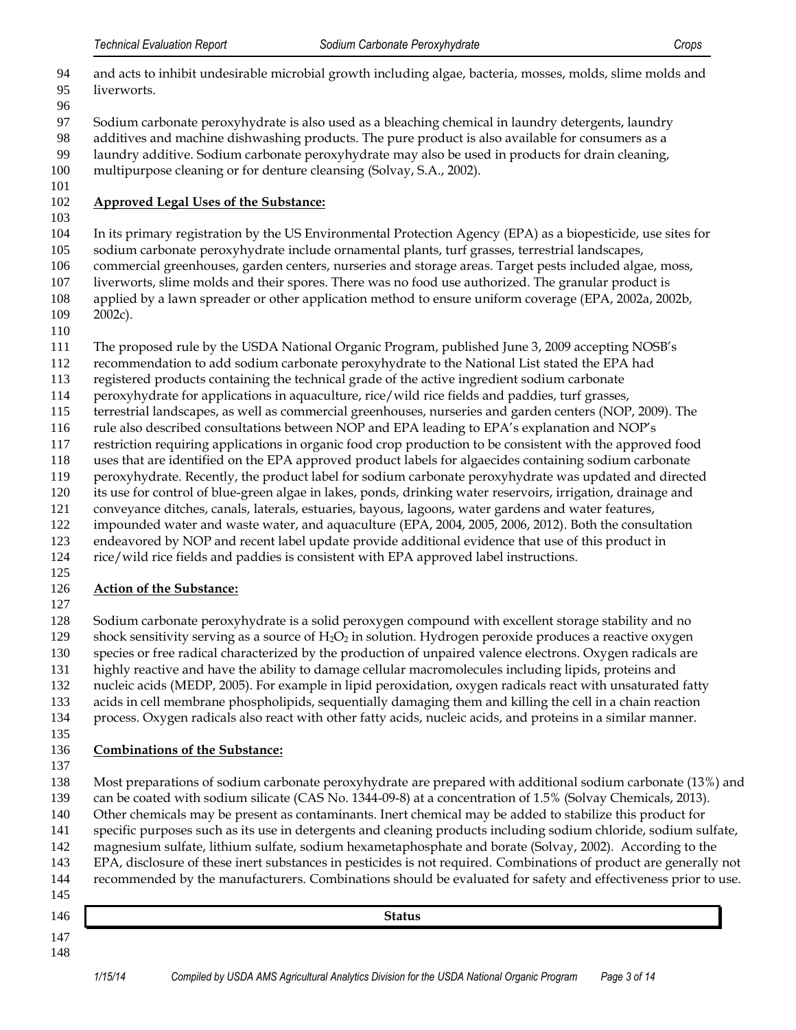and acts to inhibit undesirable microbial growth including algae, bacteria, mosses, molds, slime molds and liverworts.

Sodium carbonate peroxyhydrate is also used as a bleaching chemical in laundry detergents, laundry additives and machine dishwashing products. The pure product is also available for consumers as a laundry additive. Sodium carbonate peroxyhydrate may also be used in products for drain cleaning, multipurpose cleaning or for denture cleansing (Solvay, S.A., 2002).

**Approved Legal Uses of the Substance:**

In its primary registration by the US Environmental Protection Agency (EPA) as a biopesticide, use sites for sodium carbonate peroxyhydrate include ornamental plants, turf grasses, terrestrial landscapes, commercial greenhouses, garden centers, nurseries and storage areas. Target pests included algae, moss, liverworts, slime molds and their spores. There was no food use authorized. The granular product is applied by a lawn spreader or other application method to ensure uniform coverage (EPA, 2002a, 2002b, 2002c).

The proposed rule by the USDA National Organic Program, published June 3, 2009 accepting NOSB's recommendation to add sodium carbonate peroxyhydrate to the National List stated the EPA had registered products containing the technical grade of the active ingredient sodium carbonate peroxyhydrate for applications in aquaculture, rice/wild rice fields and paddies, turf grasses, terrestrial landscapes, as well as commercial greenhouses, nurseries and garden centers (NOP, 2009). The rule also described consultations between NOP and EPA leading to EPA's explanation and NOP's restriction requiring applications in organic food crop production to be consistent with the approved food uses that are identified on the EPA approved product labels for algaecides containing sodium carbonate peroxyhydrate. Recently, the product label for sodium carbonate peroxyhydrate was updated and directed its use for control of blue-green algae in lakes, ponds, drinking water reservoirs, irrigation, drainage and conveyance ditches, canals, laterals, estuaries, bayous, lagoons, water gardens and water features, impounded water and waste water, and aquaculture (EPA, 2004, 2005, 2006, 2012). Both the consultation endeavored by NOP and recent label update provide additional evidence that use of this product in rice/wild rice fields and paddies is consistent with EPA approved label instructions.

**Action of the Substance:**

Sodium carbonate peroxyhydrate is a solid peroxygen compound with excellent storage stability and no shock sensitivity serving as a source of $H_2O_2$ in solution. Hydrogen peroxide produces a reactive oxygen species or free radical characterized by the production of unpaired valence electrons. Oxygen radicals are highly reactive and have the ability to damage cellular macromolecules including lipids, proteins and nucleic acids (MEDP, 2005). For example in lipid peroxidation, oxygen radicals react with unsaturated fatty acids in cell membrane phospholipids, sequentially damaging them and killing the cell in a chain reaction process. Oxygen radicals also react with other fatty acids, nucleic acids, and proteins in a similar manner.

**Combinations of the Substance:**

Most preparations of sodium carbonate peroxyhydrate are prepared with additional sodium carbonate (13%) and can be coated with sodium silicate (CAS No. 1344-09-8) at a concentration of 1.5% (Solvay Chemicals, 2013). Other chemicals may be present as contaminants. Inert chemical may be added to stabilize this product for specific purposes such as its use in detergents and cleaning products including sodium chloride, sodium sulfate, magnesium sulfate, lithium sulfate, sodium hexametaphosphate and borate (Solvay, 2002). According to the EPA, disclosure of these inert substances in pesticides is not required. Combinations of product are generally not recommended by the manufacturers. Combinations should be evaluated for safety and effectiveness prior to use.

## Status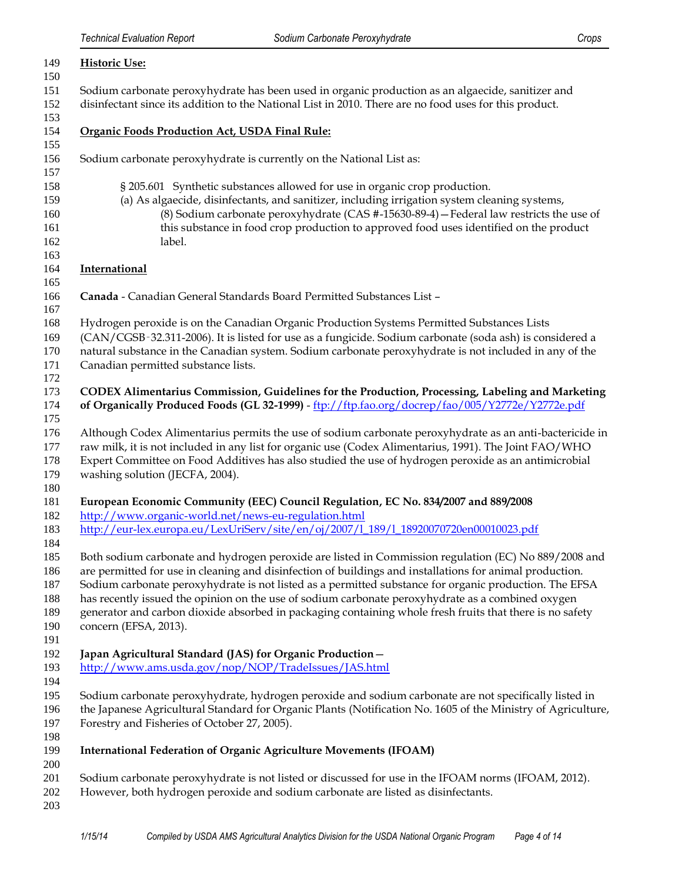**Historic Use:**

Sodium carbonate peroxyhydrate has been used in organic production as an algaecide, sanitizer and disinfectant since its addition to the National List in 2010. There are no food uses for this product.

**Organic Foods Production Act, USDA Final Rule:**

Sodium carbonate peroxyhydrate is currently on the National List as:

> § 205.601 Synthetic substances allowed for use in organic crop production.
> (a) As algaecide, disinfectants, and sanitizer, including irrigation system cleaning systems,
> > (8) Sodium carbonate peroxyhydrate (CAS #-15630-89-4)—Federal law restricts the use of this substance in food crop production to approved food uses identified on the product label.

**International**

**Canada** - Canadian General Standards Board Permitted Substances List –

Hydrogen peroxide is on the Canadian Organic Production Systems Permitted Substances Lists (CAN/CGSB-32.311-2006). It is listed for use as a fungicide. Sodium carbonate (soda ash) is considered a natural substance in the Canadian system. Sodium carbonate peroxyhydrate is not included in any of the Canadian permitted substance lists.

**CODEX Alimentarius Commission, Guidelines for the Production, Processing, Labeling and Marketing of Organically Produced Foods (GL 32-1999)** - ftp://ftp.fao.org/docrep/fao/005/Y2772e/Y2772e.pdf

Although Codex Alimentarius permits the use of sodium carbonate peroxyhydrate as an anti-bactericide in raw milk, it is not included in any list for organic use (Codex Alimentarius, 1991). The Joint FAO/WHO Expert Committee on Food Additives has also studied the use of hydrogen peroxide as an antimicrobial washing solution (JECFA, 2004).

**European Economic Community (EEC) Council Regulation, EC No. 834/2007 and 889/2008**
http://www.organic-world.net/news-eu-regulation.html
http://eur-lex.europa.eu/LexUriServ/site/en/oj/2007/l_189/l_18920070720en00010023.pdf

Both sodium carbonate and hydrogen peroxide are listed in Commission regulation (EC) No 889/2008 and are permitted for use in cleaning and disinfection of buildings and installations for animal production. Sodium carbonate peroxyhydrate is not listed as a permitted substance for organic production. The EFSA has recently issued the opinion on the use of sodium carbonate peroxyhydrate as a combined oxygen generator and carbon dioxide absorbed in packaging containing whole fresh fruits that there is no safety concern (EFSA, 2013).

**Japan Agricultural Standard (JAS) for Organic Production**—
http://www.ams.usda.gov/nop/NOP/TradeIssues/JAS.html

Sodium carbonate peroxyhydrate, hydrogen peroxide and sodium carbonate are not specifically listed in the Japanese Agricultural Standard for Organic Plants (Notification No. 1605 of the Ministry of Agriculture, Forestry and Fisheries of October 27, 2005).

**International Federation of Organic Agriculture Movements (IFOAM)**

Sodium carbonate peroxyhydrate is not listed or discussed for use in the IFOAM norms (IFOAM, 2012). However, both hydrogen peroxide and sodium carbonate are listed as disinfectants.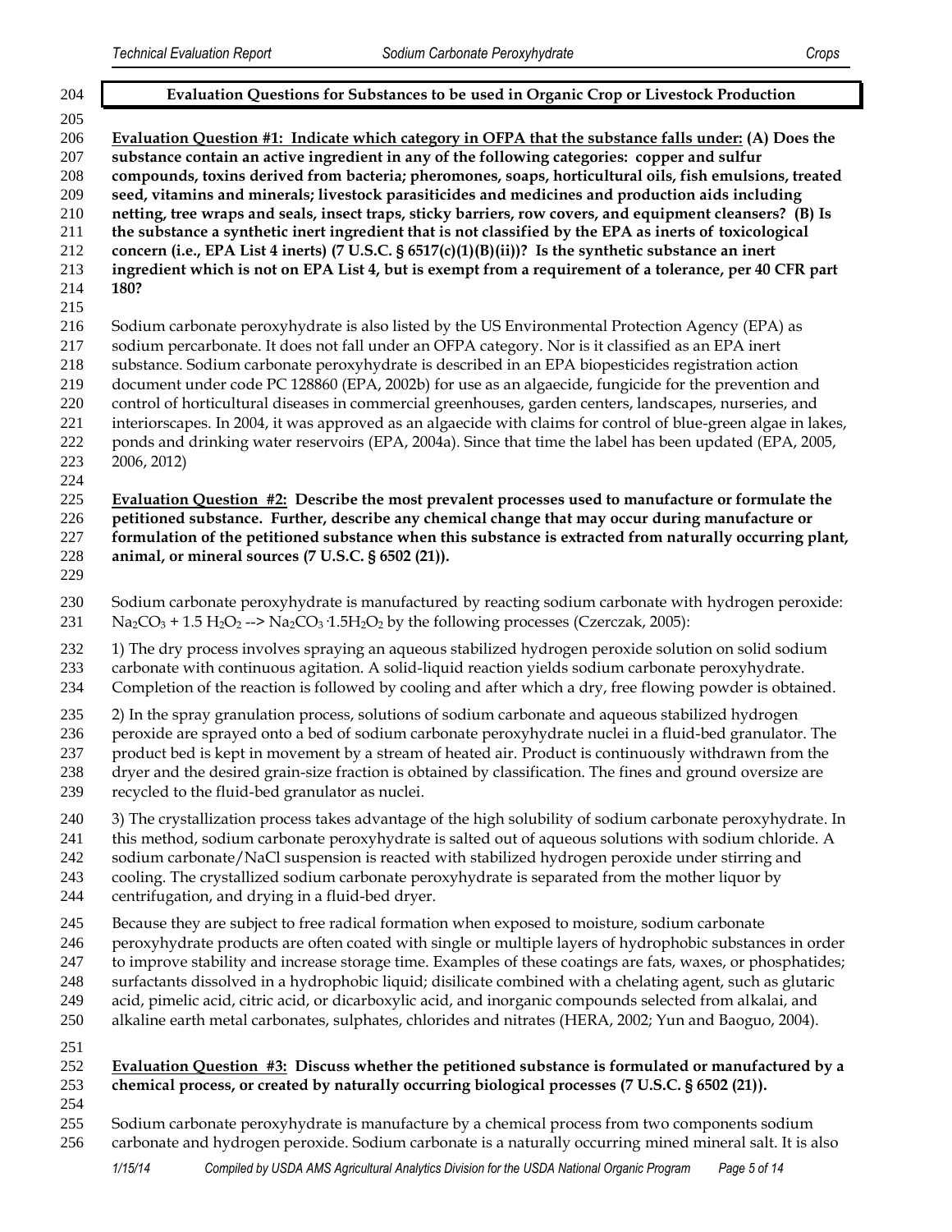## Evaluation Questions for Substances to be used in Organic Crop or Livestock Production

**Evaluation Question #1: Indicate which category in OFPA that the substance falls under: (A) Does the substance contain an active ingredient in any of the following categories: copper and sulfur compounds, toxins derived from bacteria; pheromones, soaps, horticultural oils, fish emulsions, treated seed, vitamins and minerals; livestock parasiticides and medicines and production aids including netting, tree wraps and seals, insect traps, sticky barriers, row covers, and equipment cleansers? (B) Is the substance a synthetic inert ingredient that is not classified by the EPA as inerts of toxicological concern (i.e., EPA List 4 inerts) (7 U.S.C. § 6517(c)(1)(B)(ii))? Is the synthetic substance an inert ingredient which is not on EPA List 4, but is exempt from a requirement of a tolerance, per 40 CFR part 180?**

Sodium carbonate peroxyhydrate is also listed by the US Environmental Protection Agency (EPA) as sodium percarbonate. It does not fall under an OFPA category. Nor is it classified as an EPA inert substance. Sodium carbonate peroxyhydrate is described in an EPA biopesticides registration action document under code PC 128860 (EPA, 2002b) for use as an algaecide, fungicide for the prevention and control of horticultural diseases in commercial greenhouses, garden centers, landscapes, nurseries, and interiorscapes. In 2004, it was approved as an algaecide with claims for control of blue-green algae in lakes, ponds and drinking water reservoirs (EPA, 2004a). Since that time the label has been updated (EPA, 2005, 2006, 2012)

**Evaluation Question #2: Describe the most prevalent processes used to manufacture or formulate the petitioned substance. Further, describe any chemical change that may occur during manufacture or formulation of the petitioned substance when this substance is extracted from naturally occurring plant, animal, or mineral sources (7 U.S.C. § 6502 (21)).**

Sodium carbonate peroxyhydrate is manufactured by reacting sodium carbonate with hydrogen peroxide: $Na_2CO_3 + 1.5\ H_2O_2 \rightarrow Na_2CO_3 \cdot 1.5H_2O_2$ by the following processes (Czerczak, 2005):

1) The dry process involves spraying an aqueous stabilized hydrogen peroxide solution on solid sodium carbonate with continuous agitation. A solid-liquid reaction yields sodium carbonate peroxyhydrate. Completion of the reaction is followed by cooling and after which a dry, free flowing powder is obtained.

2) In the spray granulation process, solutions of sodium carbonate and aqueous stabilized hydrogen peroxide are sprayed onto a bed of sodium carbonate peroxyhydrate nuclei in a fluid-bed granulator. The product bed is kept in movement by a stream of heated air. Product is continuously withdrawn from the dryer and the desired grain-size fraction is obtained by classification. The fines and ground oversize are recycled to the fluid-bed granulator as nuclei.

3) The crystallization process takes advantage of the high solubility of sodium carbonate peroxyhydrate. In this method, sodium carbonate peroxyhydrate is salted out of aqueous solutions with sodium chloride. A sodium carbonate/NaCl suspension is reacted with stabilized hydrogen peroxide under stirring and cooling. The crystallized sodium carbonate peroxyhydrate is separated from the mother liquor by centrifugation, and drying in a fluid-bed dryer.

Because they are subject to free radical formation when exposed to moisture, sodium carbonate peroxyhydrate products are often coated with single or multiple layers of hydrophobic substances in order to improve stability and increase storage time. Examples of these coatings are fats, waxes, or phosphatides; surfactants dissolved in a hydrophobic liquid; disilicate combined with a chelating agent, such as glutaric acid, pimelic acid, citric acid, or dicarboxylic acid, and inorganic compounds selected from alkalai, and alkaline earth metal carbonates, sulphates, chlorides and nitrates (HERA, 2002; Yun and Baoguo, 2004).

**Evaluation Question #3: Discuss whether the petitioned substance is formulated or manufactured by a chemical process, or created by naturally occurring biological processes (7 U.S.C. § 6502 (21)).**

Sodium carbonate peroxyhydrate is manufacture by a chemical process from two components sodium carbonate and hydrogen peroxide. Sodium carbonate is a naturally occurring mined mineral salt. It is also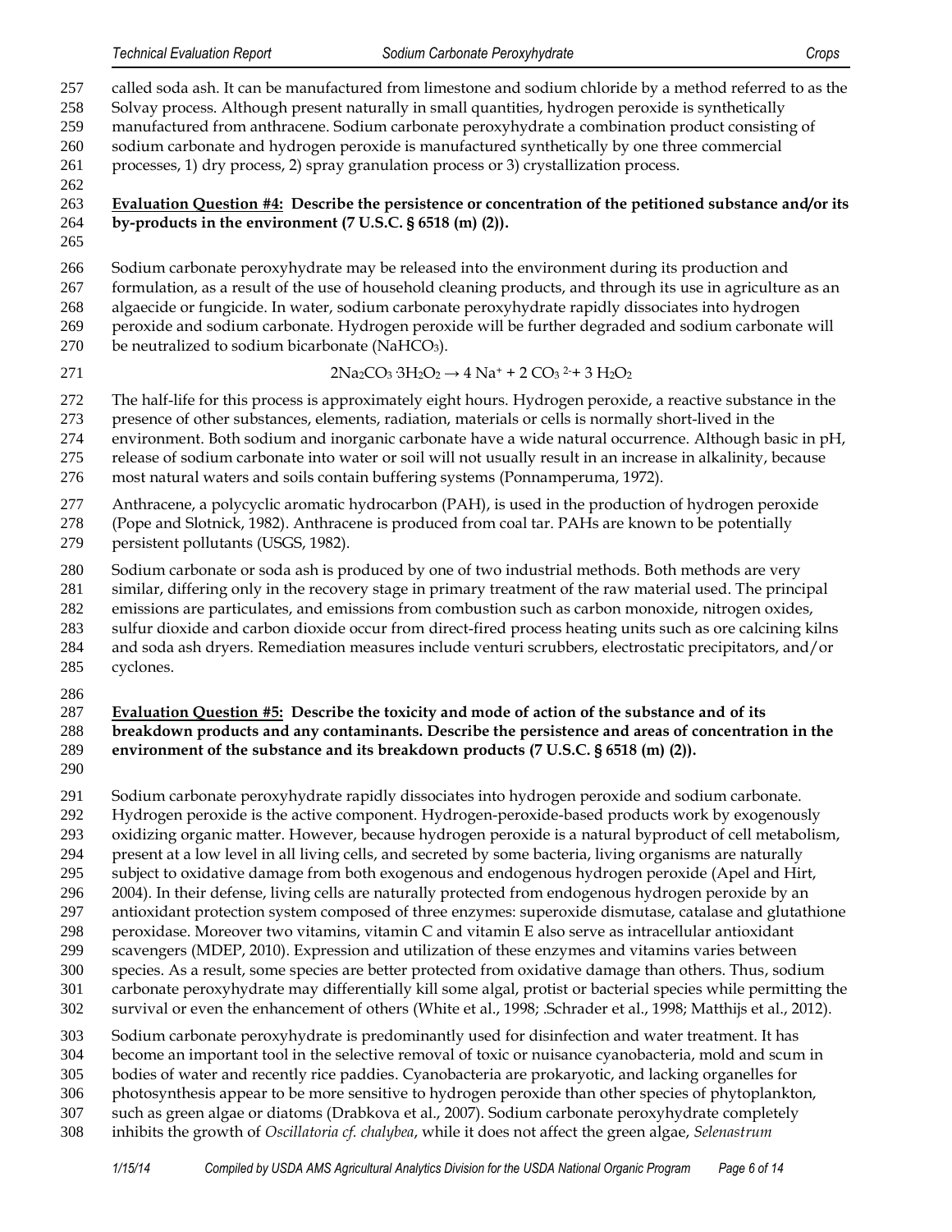called soda ash. It can be manufactured from limestone and sodium chloride by a method referred to as the Solvay process. Although present naturally in small quantities, hydrogen peroxide is synthetically manufactured from anthracene. Sodium carbonate peroxyhydrate a combination product consisting of sodium carbonate and hydrogen peroxide is manufactured synthetically by one three commercial processes, 1) dry process, 2) spray granulation process or 3) crystallization process.

**Evaluation Question #4: Describe the persistence or concentration of the petitioned substance and/or its by-products in the environment (7 U.S.C. § 6518 (m) (2)).**

Sodium carbonate peroxyhydrate may be released into the environment during its production and formulation, as a result of the use of household cleaning products, and through its use in agriculture as an algaecide or fungicide. In water, sodium carbonate peroxyhydrate rapidly dissociates into hydrogen peroxide and sodium carbonate. Hydrogen peroxide will be further degraded and sodium carbonate will be neutralized to sodium bicarbonate ($NaHCO_3$).

$$2Na_2CO_3 \cdot 3H_2O_2 \rightarrow 4\ Na^+ + 2\ CO_3{}^{2-} + 3\ H_2O_2$$

The half-life for this process is approximately eight hours. Hydrogen peroxide, a reactive substance in the presence of other substances, elements, radiation, materials or cells is normally short-lived in the environment. Both sodium and inorganic carbonate have a wide natural occurrence. Although basic in pH, release of sodium carbonate into water or soil will not usually result in an increase in alkalinity, because most natural waters and soils contain buffering systems (Ponnamperuma, 1972).

Anthracene, a polycyclic aromatic hydrocarbon (PAH), is used in the production of hydrogen peroxide (Pope and Slotnick, 1982). Anthracene is produced from coal tar. PAHs are known to be potentially persistent pollutants (USGS, 1982).

Sodium carbonate or soda ash is produced by one of two industrial methods. Both methods are very similar, differing only in the recovery stage in primary treatment of the raw material used. The principal emissions are particulates, and emissions from combustion such as carbon monoxide, nitrogen oxides, sulfur dioxide and carbon dioxide occur from direct-fired process heating units such as ore calcining kilns and soda ash dryers. Remediation measures include venturi scrubbers, electrostatic precipitators, and/or cyclones.

**Evaluation Question #5: Describe the toxicity and mode of action of the substance and of its breakdown products and any contaminants. Describe the persistence and areas of concentration in the environment of the substance and its breakdown products (7 U.S.C. § 6518 (m) (2)).**

Sodium carbonate peroxyhydrate rapidly dissociates into hydrogen peroxide and sodium carbonate. Hydrogen peroxide is the active component. Hydrogen-peroxide-based products work by exogenously oxidizing organic matter. However, because hydrogen peroxide is a natural byproduct of cell metabolism, present at a low level in all living cells, and secreted by some bacteria, living organisms are naturally subject to oxidative damage from both exogenous and endogenous hydrogen peroxide (Apel and Hirt, 2004). In their defense, living cells are naturally protected from endogenous hydrogen peroxide by an antioxidant protection system composed of three enzymes: superoxide dismutase, catalase and glutathione peroxidase. Moreover two vitamins, vitamin C and vitamin E also serve as intracellular antioxidant scavengers (MDEP, 2010). Expression and utilization of these enzymes and vitamins varies between species. As a result, some species are better protected from oxidative damage than others. Thus, sodium carbonate peroxyhydrate may differentially kill some algal, protist or bacterial species while permitting the survival or even the enhancement of others (White et al., 1998; .Schrader et al., 1998; Matthijs et al., 2012).

Sodium carbonate peroxyhydrate is predominantly used for disinfection and water treatment. It has become an important tool in the selective removal of toxic or nuisance cyanobacteria, mold and scum in bodies of water and recently rice paddies. Cyanobacteria are prokaryotic, and lacking organelles for photosynthesis appear to be more sensitive to hydrogen peroxide than other species of phytoplankton, such as green algae or diatoms (Drabkova et al., 2007). Sodium carbonate peroxyhydrate completely inhibits the growth of *Oscillatoria cf. chalybea*, while it does not affect the green algae, *Selenastrum*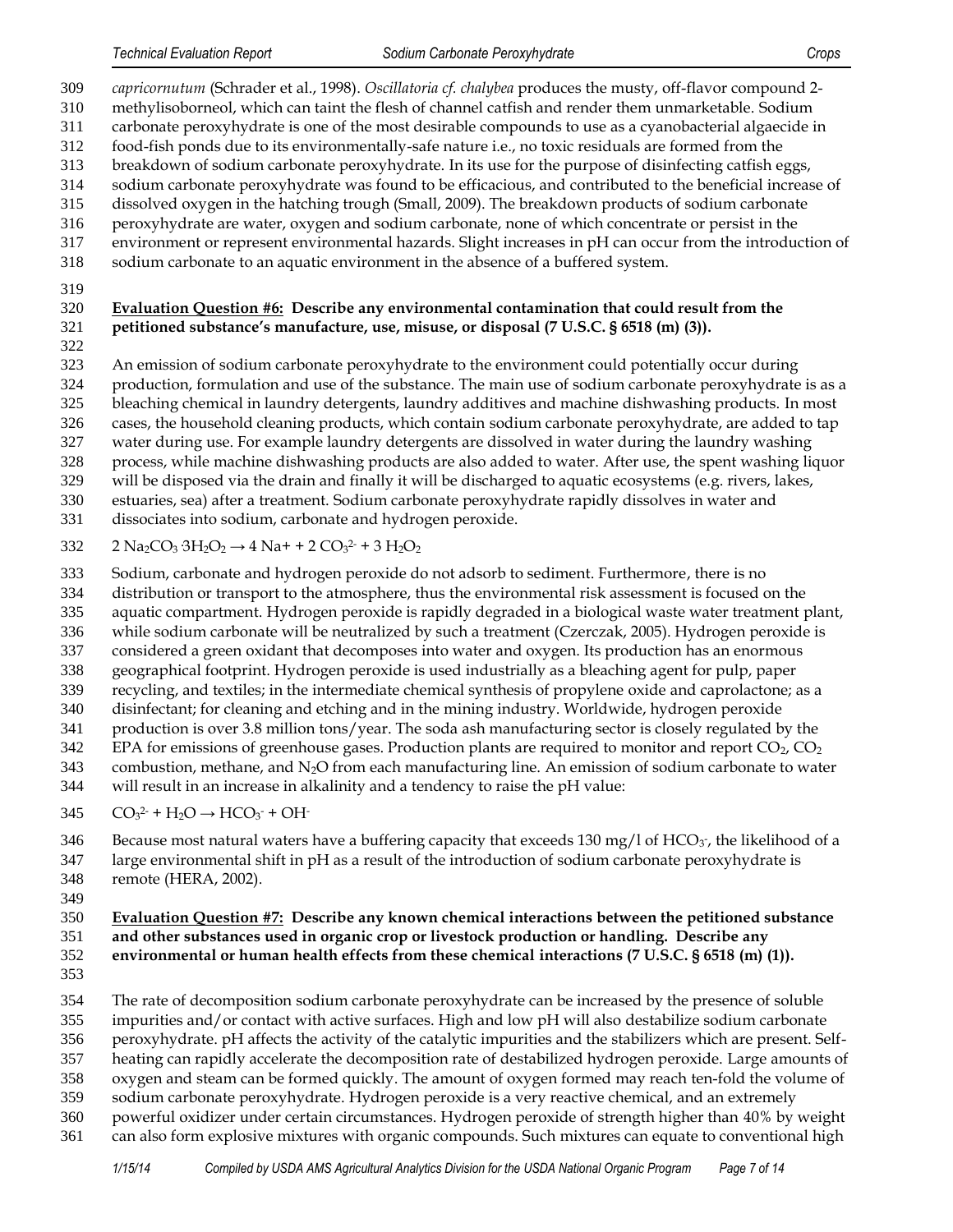*capricornutum* (Schrader et al., 1998). *Oscillatoria cf. chalybea* produces the musty, off-flavor compound 2-methylisoborneol, which can taint the flesh of channel catfish and render them unmarketable. Sodium carbonate peroxyhydrate is one of the most desirable compounds to use as a cyanobacterial algaecide in food-fish ponds due to its environmentally-safe nature i.e., no toxic residuals are formed from the breakdown of sodium carbonate peroxyhydrate. In its use for the purpose of disinfecting catfish eggs, sodium carbonate peroxyhydrate was found to be efficacious, and contributed to the beneficial increase of dissolved oxygen in the hatching trough (Small, 2009). The breakdown products of sodium carbonate peroxyhydrate are water, oxygen and sodium carbonate, none of which concentrate or persist in the environment or represent environmental hazards. Slight increases in pH can occur from the introduction of sodium carbonate to an aquatic environment in the absence of a buffered system.

**Evaluation Question #6: Describe any environmental contamination that could result from the petitioned substance's manufacture, use, misuse, or disposal (7 U.S.C. § 6518 (m) (3)).**

An emission of sodium carbonate peroxyhydrate to the environment could potentially occur during production, formulation and use of the substance. The main use of sodium carbonate peroxyhydrate is as a bleaching chemical in laundry detergents, laundry additives and machine dishwashing products. In most cases, the household cleaning products, which contain sodium carbonate peroxyhydrate, are added to tap water during use. For example laundry detergents are dissolved in water during the laundry washing process, while machine dishwashing products are also added to water. After use, the spent washing liquor will be disposed via the drain and finally it will be discharged to aquatic ecosystems (e.g. rivers, lakes, estuaries, sea) after a treatment. Sodium carbonate peroxyhydrate rapidly dissolves in water and dissociates into sodium, carbonate and hydrogen peroxide.

$$2\ Na_2CO_3 \cdot 3H_2O_2 \rightarrow 4\ Na^+ + 2\ CO_3^{2-} + 3\ H_2O_2$$

Sodium, carbonate and hydrogen peroxide do not adsorb to sediment. Furthermore, there is no distribution or transport to the atmosphere, thus the environmental risk assessment is focused on the aquatic compartment. Hydrogen peroxide is rapidly degraded in a biological waste water treatment plant, while sodium carbonate will be neutralized by such a treatment (Czerczak, 2005). Hydrogen peroxide is considered a green oxidant that decomposes into water and oxygen. Its production has an enormous geographical footprint. Hydrogen peroxide is used industrially as a bleaching agent for pulp, paper recycling, and textiles; in the intermediate chemical synthesis of propylene oxide and caprolactone; as a disinfectant; for cleaning and etching and in the mining industry. Worldwide, hydrogen peroxide production is over 3.8 million tons/year. The soda ash manufacturing sector is closely regulated by the EPA for emissions of greenhouse gases. Production plants are required to monitor and report $CO_2$, $CO_2$ combustion, methane, and $N_2O$ from each manufacturing line. An emission of sodium carbonate to water will result in an increase in alkalinity and a tendency to raise the pH value:

$$CO_3^{2-} + H_2O \rightarrow HCO_3^- + OH^-$$

Because most natural waters have a buffering capacity that exceeds 130 mg/l of $HCO_3^-$, the likelihood of a large environmental shift in pH as a result of the introduction of sodium carbonate peroxyhydrate is remote (HERA, 2002).

**Evaluation Question #7: Describe any known chemical interactions between the petitioned substance and other substances used in organic crop or livestock production or handling. Describe any environmental or human health effects from these chemical interactions (7 U.S.C. § 6518 (m) (1)).**

The rate of decomposition sodium carbonate peroxyhydrate can be increased by the presence of soluble impurities and/or contact with active surfaces. High and low pH will also destabilize sodium carbonate peroxyhydrate. pH affects the activity of the catalytic impurities and the stabilizers which are present. Self-heating can rapidly accelerate the decomposition rate of destabilized hydrogen peroxide. Large amounts of oxygen and steam can be formed quickly. The amount of oxygen formed may reach ten-fold the volume of sodium carbonate peroxyhydrate. Hydrogen peroxide is a very reactive chemical, and an extremely powerful oxidizer under certain circumstances. Hydrogen peroxide of strength higher than 40% by weight can also form explosive mixtures with organic compounds. Such mixtures can equate to conventional high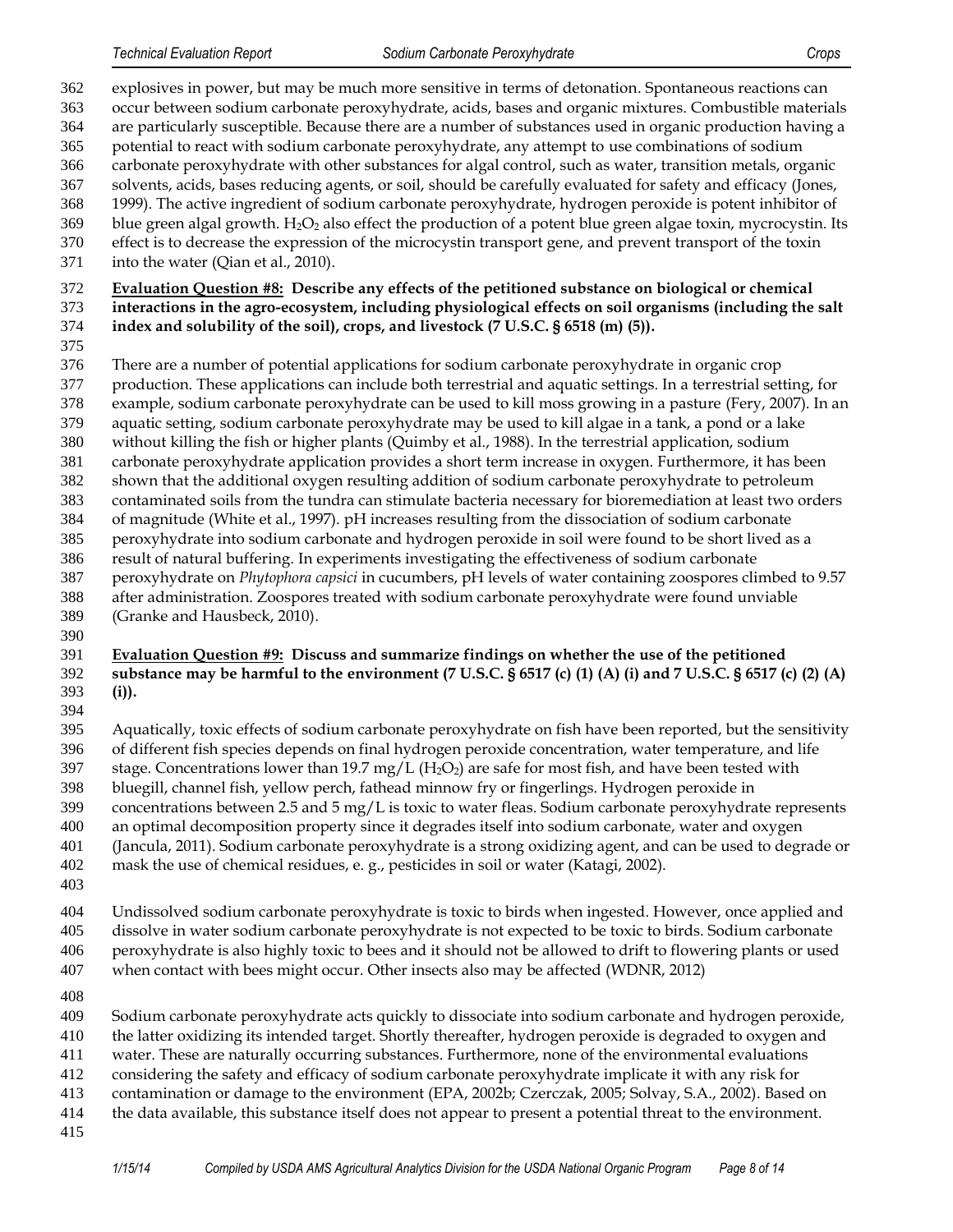explosives in power, but may be much more sensitive in terms of detonation. Spontaneous reactions can occur between sodium carbonate peroxyhydrate, acids, bases and organic mixtures. Combustible materials are particularly susceptible. Because there are a number of substances used in organic production having a potential to react with sodium carbonate peroxyhydrate, any attempt to use combinations of sodium carbonate peroxyhydrate with other substances for algal control, such as water, transition metals, organic solvents, acids, bases reducing agents, or soil, should be carefully evaluated for safety and efficacy (Jones, 1999). The active ingredient of sodium carbonate peroxyhydrate, hydrogen peroxide is potent inhibitor of blue green algal growth. $H_2O_2$ also effect the production of a potent blue green algae toxin, mycrocystin. Its effect is to decrease the expression of the microcystin transport gene, and prevent transport of the toxin into the water (Qian et al., 2010).

**Evaluation Question #8: Describe any effects of the petitioned substance on biological or chemical interactions in the agro-ecosystem, including physiological effects on soil organisms (including the salt index and solubility of the soil), crops, and livestock (7 U.S.C. § 6518 (m) (5)).**

There are a number of potential applications for sodium carbonate peroxyhydrate in organic crop production. These applications can include both terrestrial and aquatic settings. In a terrestrial setting, for example, sodium carbonate peroxyhydrate can be used to kill moss growing in a pasture (Fery, 2007). In an aquatic setting, sodium carbonate peroxyhydrate may be used to kill algae in a tank, a pond or a lake without killing the fish or higher plants (Quimby et al., 1988). In the terrestrial application, sodium carbonate peroxyhydrate application provides a short term increase in oxygen. Furthermore, it has been shown that the additional oxygen resulting addition of sodium carbonate peroxyhydrate to petroleum contaminated soils from the tundra can stimulate bacteria necessary for bioremediation at least two orders of magnitude (White et al., 1997). pH increases resulting from the dissociation of sodium carbonate peroxyhydrate into sodium carbonate and hydrogen peroxide in soil were found to be short lived as a result of natural buffering. In experiments investigating the effectiveness of sodium carbonate peroxyhydrate on *Phytophora capsici* in cucumbers, pH levels of water containing zoospores climbed to 9.57 after administration. Zoospores treated with sodium carbonate peroxyhydrate were found unviable (Granke and Hausbeck, 2010).

**Evaluation Question #9: Discuss and summarize findings on whether the use of the petitioned substance may be harmful to the environment (7 U.S.C. § 6517 (c) (1) (A) (i) and 7 U.S.C. § 6517 (c) (2) (A) (i)).**

Aquatically, toxic effects of sodium carbonate peroxyhydrate on fish have been reported, but the sensitivity of different fish species depends on final hydrogen peroxide concentration, water temperature, and life stage. Concentrations lower than 19.7 mg/L ($H_2O_2$) are safe for most fish, and have been tested with bluegill, channel fish, yellow perch, fathead minnow fry or fingerlings. Hydrogen peroxide in concentrations between 2.5 and 5 mg/L is toxic to water fleas. Sodium carbonate peroxyhydrate represents an optimal decomposition property since it degrades itself into sodium carbonate, water and oxygen (Jancula, 2011). Sodium carbonate peroxyhydrate is a strong oxidizing agent, and can be used to degrade or mask the use of chemical residues, e. g., pesticides in soil or water (Katagi, 2002).

Undissolved sodium carbonate peroxyhydrate is toxic to birds when ingested. However, once applied and dissolve in water sodium carbonate peroxyhydrate is not expected to be toxic to birds. Sodium carbonate peroxyhydrate is also highly toxic to bees and it should not be allowed to drift to flowering plants or used when contact with bees might occur. Other insects also may be affected (WDNR, 2012)

Sodium carbonate peroxyhydrate acts quickly to dissociate into sodium carbonate and hydrogen peroxide, the latter oxidizing its intended target. Shortly thereafter, hydrogen peroxide is degraded to oxygen and water. These are naturally occurring substances. Furthermore, none of the environmental evaluations considering the safety and efficacy of sodium carbonate peroxyhydrate implicate it with any risk for contamination or damage to the environment (EPA, 2002b; Czerczak, 2005; Solvay, S.A., 2002). Based on the data available, this substance itself does not appear to present a potential threat to the environment.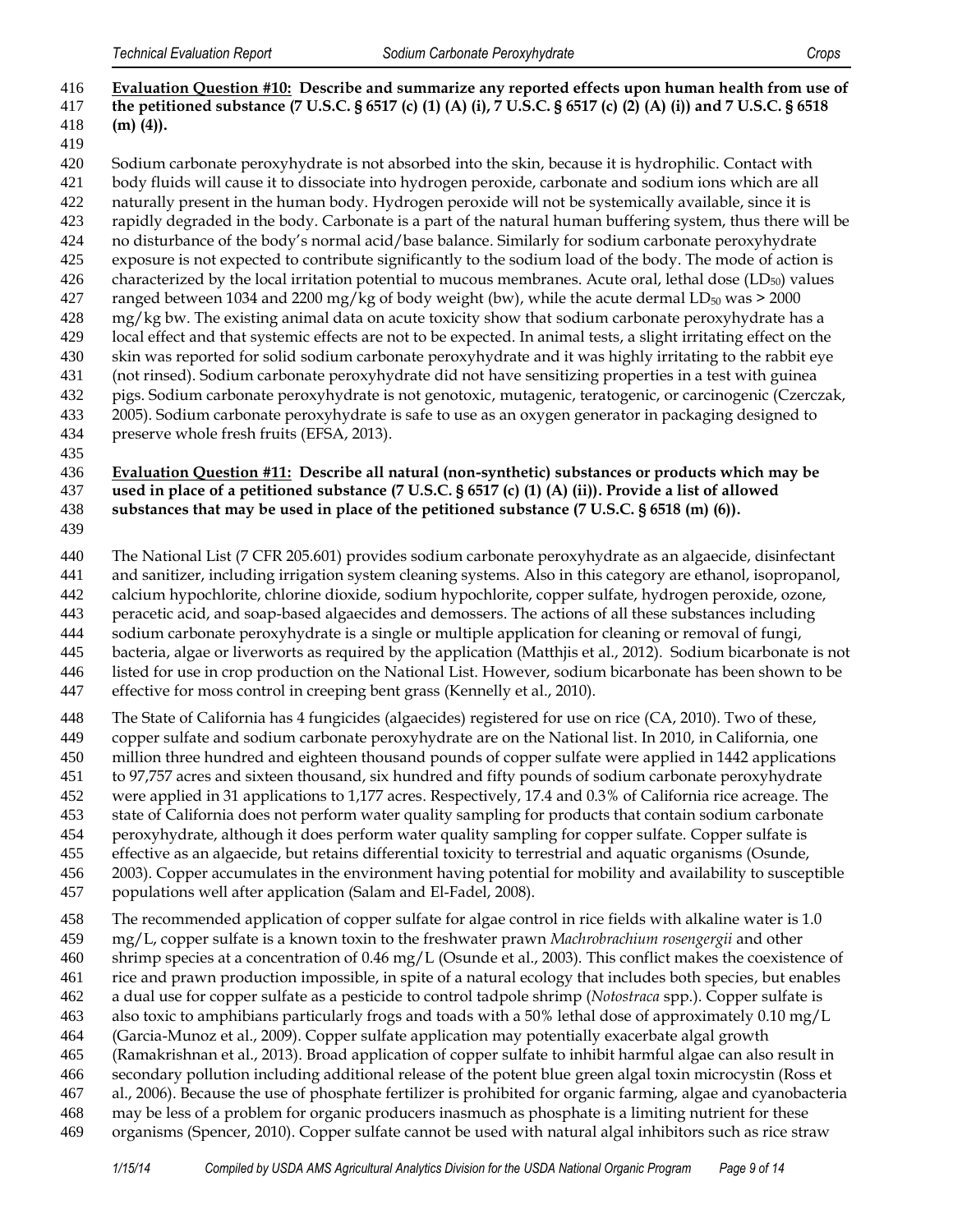**Evaluation Question #10: Describe and summarize any reported effects upon human health from use of the petitioned substance (7 U.S.C. § 6517 (c) (1) (A) (i), 7 U.S.C. § 6517 (c) (2) (A) (i)) and 7 U.S.C. § 6518 (m) (4)).**

Sodium carbonate peroxyhydrate is not absorbed into the skin, because it is hydrophilic. Contact with body fluids will cause it to dissociate into hydrogen peroxide, carbonate and sodium ions which are all naturally present in the human body. Hydrogen peroxide will not be systemically available, since it is rapidly degraded in the body. Carbonate is a part of the natural human buffering system, thus there will be no disturbance of the body's normal acid/base balance. Similarly for sodium carbonate peroxyhydrate exposure is not expected to contribute significantly to the sodium load of the body. The mode of action is characterized by the local irritation potential to mucous membranes. Acute oral, lethal dose ($LD_{50}$) values ranged between 1034 and 2200 mg/kg of body weight (bw), while the acute dermal $LD_{50}$ was > 2000 mg/kg bw. The existing animal data on acute toxicity show that sodium carbonate peroxyhydrate has a local effect and that systemic effects are not to be expected. In animal tests, a slight irritating effect on the skin was reported for solid sodium carbonate peroxyhydrate and it was highly irritating to the rabbit eye (not rinsed). Sodium carbonate peroxyhydrate did not have sensitizing properties in a test with guinea pigs. Sodium carbonate peroxyhydrate is not genotoxic, mutagenic, teratogenic, or carcinogenic (Czerczak, 2005). Sodium carbonate peroxyhydrate is safe to use as an oxygen generator in packaging designed to preserve whole fresh fruits (EFSA, 2013).

**Evaluation Question #11: Describe all natural (non-synthetic) substances or products which may be used in place of a petitioned substance (7 U.S.C. § 6517 (c) (1) (A) (ii)). Provide a list of allowed substances that may be used in place of the petitioned substance (7 U.S.C. § 6518 (m) (6)).**

The National List (7 CFR 205.601) provides sodium carbonate peroxyhydrate as an algaecide, disinfectant and sanitizer, including irrigation system cleaning systems. Also in this category are ethanol, isopropanol, calcium hypochlorite, chlorine dioxide, sodium hypochlorite, copper sulfate, hydrogen peroxide, ozone, peracetic acid, and soap-based algaecides and demossers. The actions of all these substances including sodium carbonate peroxyhydrate is a single or multiple application for cleaning or removal of fungi, bacteria, algae or liverworts as required by the application (Matthjis et al., 2012). Sodium bicarbonate is not listed for use in crop production on the National List. However, sodium bicarbonate has been shown to be effective for moss control in creeping bent grass (Kennelly et al., 2010).

The State of California has 4 fungicides (algaecides) registered for use on rice (CA, 2010). Two of these, copper sulfate and sodium carbonate peroxyhydrate are on the National list. In 2010, in California, one million three hundred and eighteen thousand pounds of copper sulfate were applied in 1442 applications to 97,757 acres and sixteen thousand, six hundred and fifty pounds of sodium carbonate peroxyhydrate were applied in 31 applications to 1,177 acres. Respectively, 17.4 and 0.3% of California rice acreage. The state of California does not perform water quality sampling for products that contain sodium carbonate peroxyhydrate, although it does perform water quality sampling for copper sulfate. Copper sulfate is effective as an algaecide, but retains differential toxicity to terrestrial and aquatic organisms (Osunde, 2003). Copper accumulates in the environment having potential for mobility and availability to susceptible populations well after application (Salam and El-Fadel, 2008).

The recommended application of copper sulfate for algae control in rice fields with alkaline water is 1.0 mg/L, copper sulfate is a known toxin to the freshwater prawn *Machrobrachium rosengergii* and other shrimp species at a concentration of 0.46 mg/L (Osunde et al., 2003). This conflict makes the coexistence of rice and prawn production impossible, in spite of a natural ecology that includes both species, but enables a dual use for copper sulfate as a pesticide to control tadpole shrimp (*Notostraca* spp.). Copper sulfate is also toxic to amphibians particularly frogs and toads with a 50% lethal dose of approximately 0.10 mg/L (Garcia-Munoz et al., 2009). Copper sulfate application may potentially exacerbate algal growth (Ramakrishnan et al., 2013). Broad application of copper sulfate to inhibit harmful algae can also result in secondary pollution including additional release of the potent blue green algal toxin microcystin (Ross et al., 2006). Because the use of phosphate fertilizer is prohibited for organic farming, algae and cyanobacteria may be less of a problem for organic producers inasmuch as phosphate is a limiting nutrient for these organisms (Spencer, 2010). Copper sulfate cannot be used with natural algal inhibitors such as rice straw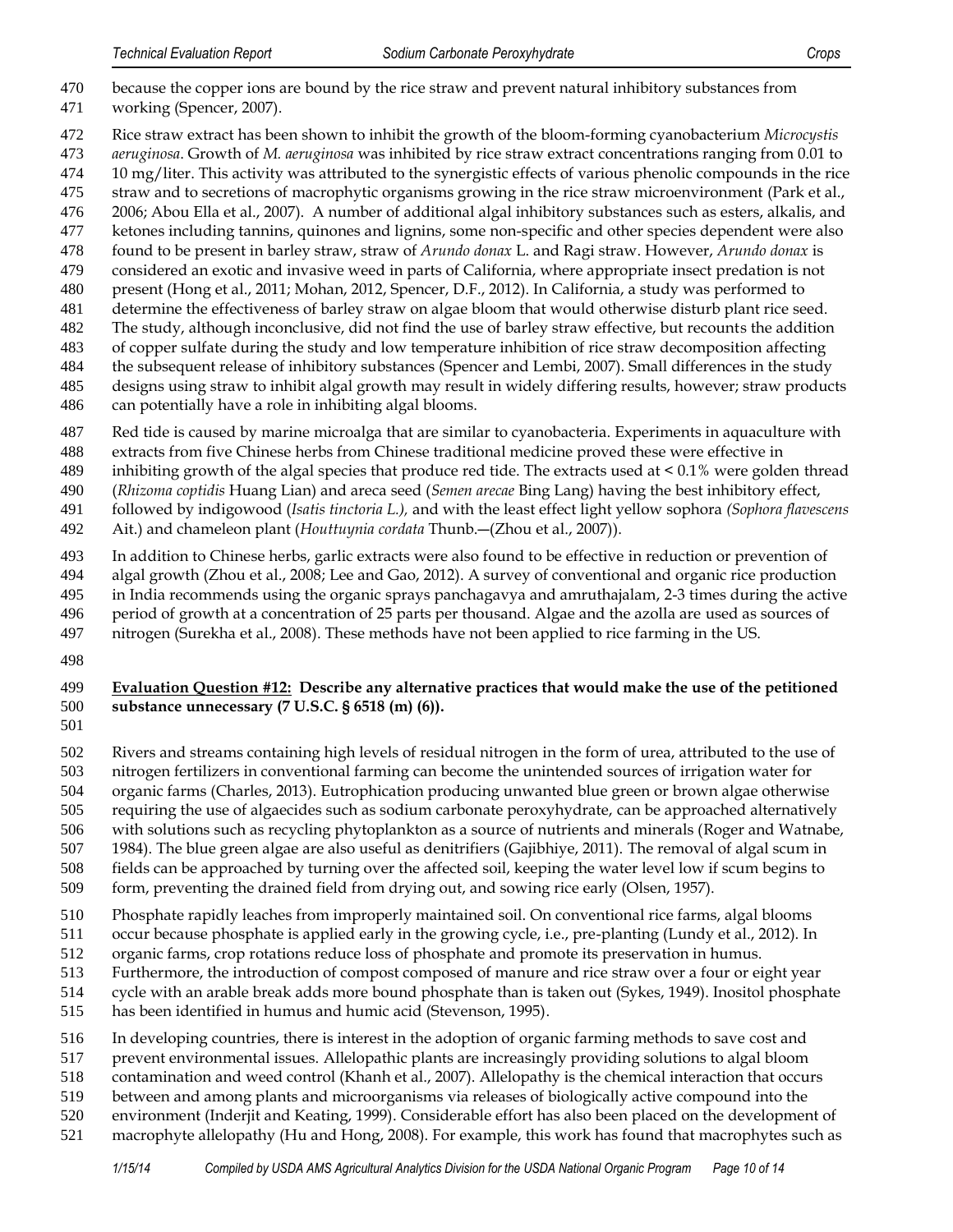because the copper ions are bound by the rice straw and prevent natural inhibitory substances from working (Spencer, 2007).

Rice straw extract has been shown to inhibit the growth of the bloom-forming cyanobacterium *Microcystis aeruginosa*. Growth of *M. aeruginosa* was inhibited by rice straw extract concentrations ranging from 0.01 to 10 mg/liter. This activity was attributed to the synergistic effects of various phenolic compounds in the rice straw and to secretions of macrophytic organisms growing in the rice straw microenvironment (Park et al., 2006; Abou Ella et al., 2007). A number of additional algal inhibitory substances such as esters, alkalis, and ketones including tannins, quinones and lignins, some non-specific and other species dependent were also found to be present in barley straw, straw of *Arundo donax* L. and Ragi straw. However, *Arundo donax* is considered an exotic and invasive weed in parts of California, where appropriate insect predation is not present (Hong et al., 2011; Mohan, 2012, Spencer, D.F., 2012). In California, a study was performed to determine the effectiveness of barley straw on algae bloom that would otherwise disturb plant rice seed. The study, although inconclusive, did not find the use of barley straw effective, but recounts the addition of copper sulfate during the study and low temperature inhibition of rice straw decomposition affecting the subsequent release of inhibitory substances (Spencer and Lembi, 2007). Small differences in the study designs using straw to inhibit algal growth may result in widely differing results, however; straw products can potentially have a role in inhibiting algal blooms.

Red tide is caused by marine microalga that are similar to cyanobacteria. Experiments in aquaculture with extracts from five Chinese herbs from Chinese traditional medicine proved these were effective in inhibiting growth of the algal species that produce red tide. The extracts used at < 0.1% were golden thread (*Rhizoma coptidis* Huang Lian) and areca seed (*Semen arecae* Bing Lang) having the best inhibitory effect, followed by indigowood (*Isatis tinctoria L.),* and with the least effect light yellow sophora *(Sophora flavescens* Ait.) and chameleon plant (*Houttuynia cordata* Thunb.—(Zhou et al., 2007)).

In addition to Chinese herbs, garlic extracts were also found to be effective in reduction or prevention of algal growth (Zhou et al., 2008; Lee and Gao, 2012). A survey of conventional and organic rice production in India recommends using the organic sprays panchagavya and amruthajalam, 2-3 times during the active period of growth at a concentration of 25 parts per thousand. Algae and the azolla are used as sources of nitrogen (Surekha et al., 2008). These methods have not been applied to rice farming in the US.

**Evaluation Question #12: Describe any alternative practices that would make the use of the petitioned substance unnecessary (7 U.S.C. § 6518 (m) (6)).**

Rivers and streams containing high levels of residual nitrogen in the form of urea, attributed to the use of nitrogen fertilizers in conventional farming can become the unintended sources of irrigation water for organic farms (Charles, 2013). Eutrophication producing unwanted blue green or brown algae otherwise requiring the use of algaecides such as sodium carbonate peroxyhydrate, can be approached alternatively with solutions such as recycling phytoplankton as a source of nutrients and minerals (Roger and Watnabe, 1984). The blue green algae are also useful as denitrifiers (Gajibhiye, 2011). The removal of algal scum in fields can be approached by turning over the affected soil, keeping the water level low if scum begins to form, preventing the drained field from drying out, and sowing rice early (Olsen, 1957).

Phosphate rapidly leaches from improperly maintained soil. On conventional rice farms, algal blooms occur because phosphate is applied early in the growing cycle, i.e., pre-planting (Lundy et al., 2012). In organic farms, crop rotations reduce loss of phosphate and promote its preservation in humus. Furthermore, the introduction of compost composed of manure and rice straw over a four or eight year cycle with an arable break adds more bound phosphate than is taken out (Sykes, 1949). Inositol phosphate has been identified in humus and humic acid (Stevenson, 1995).

In developing countries, there is interest in the adoption of organic farming methods to save cost and prevent environmental issues. Allelopathic plants are increasingly providing solutions to algal bloom contamination and weed control (Khanh et al., 2007). Allelopathy is the chemical interaction that occurs between and among plants and microorganisms via releases of biologically active compound into the environment (Inderjit and Keating, 1999). Considerable effort has also been placed on the development of macrophyte allelopathy (Hu and Hong, 2008). For example, this work has found that macrophytes such as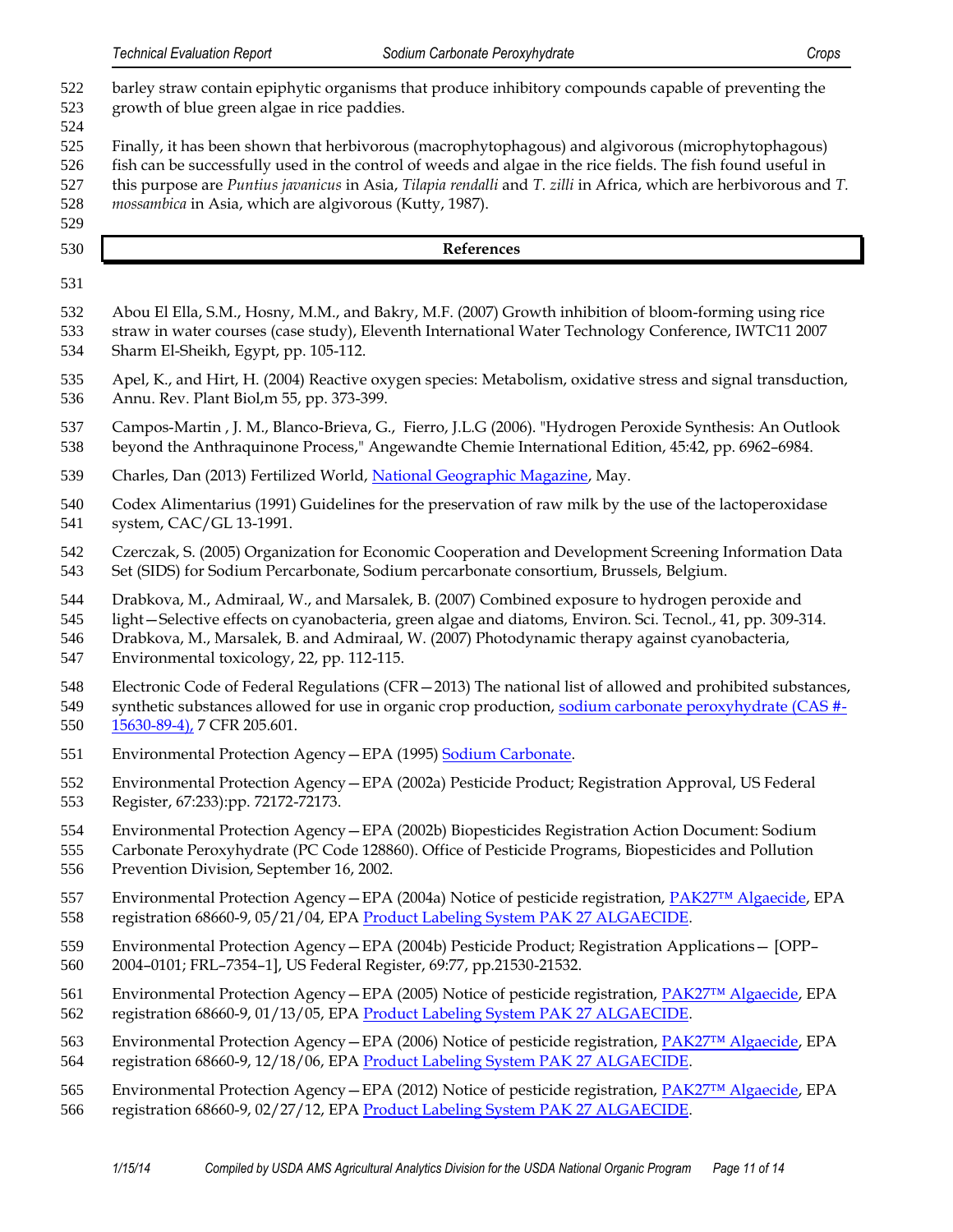barley straw contain epiphytic organisms that produce inhibitory compounds capable of preventing the growth of blue green algae in rice paddies.

Finally, it has been shown that herbivorous (macrophytophagous) and algivorous (microphytophagous) fish can be successfully used in the control of weeds and algae in the rice fields. The fish found useful in this purpose are *Puntius javanicus* in Asia, *Tilapia rendalli* and *T. zilli* in Africa, which are herbivorous and *T. mossambica* in Asia, which are algivorous (Kutty, 1987).

## References

Abou El Ella, S.M., Hosny, M.M., and Bakry, M.F. (2007) Growth inhibition of bloom-forming using rice straw in water courses (case study), Eleventh International Water Technology Conference, IWTC11 2007 Sharm El-Sheikh, Egypt, pp. 105-112.

Apel, K., and Hirt, H. (2004) Reactive oxygen species: Metabolism, oxidative stress and signal transduction, Annu. Rev. Plant Biol,m 55, pp. 373-399.

Campos-Martin , J. M., Blanco-Brieva, G., Fierro, J.L.G (2006). "Hydrogen Peroxide Synthesis: An Outlook beyond the Anthraquinone Process," Angewandte Chemie International Edition, 45:42, pp. 6962–6984.

Charles, Dan (2013) Fertilized World, National Geographic Magazine, May.

Codex Alimentarius (1991) Guidelines for the preservation of raw milk by the use of the lactoperoxidase system, CAC/GL 13-1991.

Czerczak, S. (2005) Organization for Economic Cooperation and Development Screening Information Data Set (SIDS) for Sodium Percarbonate, Sodium percarbonate consortium, Brussels, Belgium.

Drabkova, M., Admiraal, W., and Marsalek, B. (2007) Combined exposure to hydrogen peroxide and light—Selective effects on cyanobacteria, green algae and diatoms, Environ. Sci. Tecnol., 41, pp. 309-314.
Drabkova, M., Marsalek, B. and Admiraal, W. (2007) Photodynamic therapy against cyanobacteria, Environmental toxicology, 22, pp. 112-115.

Electronic Code of Federal Regulations (CFR—2013) The national list of allowed and prohibited substances, synthetic substances allowed for use in organic crop production, sodium carbonate peroxyhydrate (CAS #-15630-89-4), 7 CFR 205.601.

Environmental Protection Agency—EPA (1995) Sodium Carbonate.

Environmental Protection Agency—EPA (2002a) Pesticide Product; Registration Approval, US Federal Register, 67:233):pp. 72172-72173.

Environmental Protection Agency—EPA (2002b) Biopesticides Registration Action Document: Sodium Carbonate Peroxyhydrate (PC Code 128860). Office of Pesticide Programs, Biopesticides and Pollution Prevention Division, September 16, 2002.

Environmental Protection Agency—EPA (2004a) Notice of pesticide registration, PAK27™ Algaecide, EPA registration 68660-9, 05/21/04, EPA Product Labeling System PAK 27 ALGAECIDE.

Environmental Protection Agency—EPA (2004b) Pesticide Product; Registration Applications— [OPP–2004–0101; FRL–7354–1], US Federal Register, 69:77, pp.21530-21532.

Environmental Protection Agency—EPA (2005) Notice of pesticide registration, PAK27™ Algaecide, EPA registration 68660-9, 01/13/05, EPA Product Labeling System PAK 27 ALGAECIDE.

Environmental Protection Agency—EPA (2006) Notice of pesticide registration, PAK27™ Algaecide, EPA registration 68660-9, 12/18/06, EPA Product Labeling System PAK 27 ALGAECIDE.

Environmental Protection Agency—EPA (2012) Notice of pesticide registration, PAK27™ Algaecide, EPA registration 68660-9, 02/27/12, EPA Product Labeling System PAK 27 ALGAECIDE.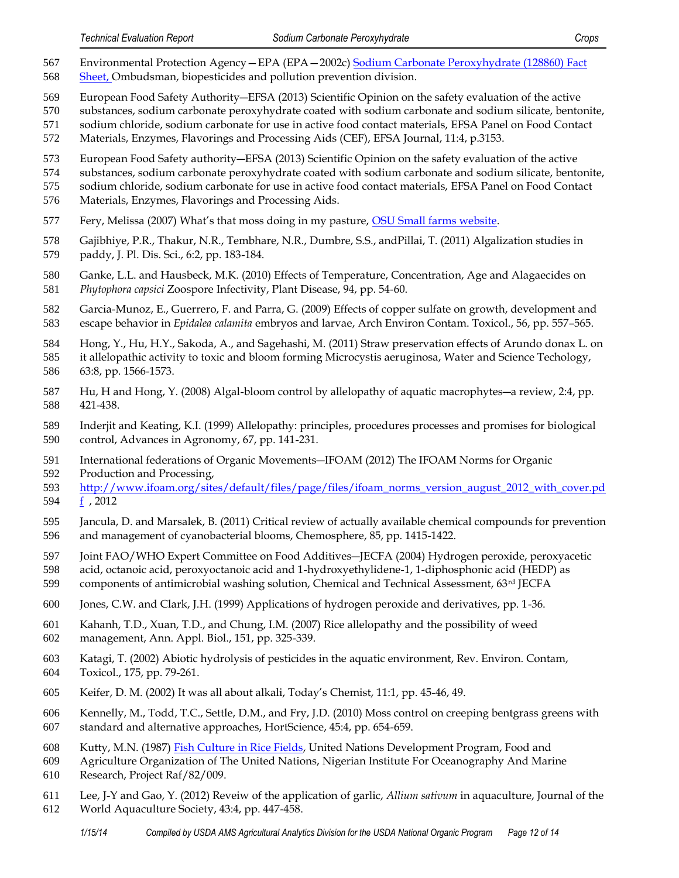Environmental Protection Agency—EPA (EPA—2002c) [Sodium Carbonate Peroxyhydrate (128860) Fact Sheet,](#) Ombudsman, biopesticides and pollution prevention division.

European Food Safety Authority—EFSA (2013) Scientific Opinion on the safety evaluation of the active substances, sodium carbonate peroxyhydrate coated with sodium carbonate and sodium silicate, bentonite, sodium chloride, sodium carbonate for use in active food contact materials, EFSA Panel on Food Contact Materials, Enzymes, Flavorings and Processing Aids (CEF), EFSA Journal, 11:4, p.3153.

European Food Safety authority—EFSA (2013) Scientific Opinion on the safety evaluation of the active substances, sodium carbonate peroxyhydrate coated with sodium carbonate and sodium silicate, bentonite, sodium chloride, sodium carbonate for use in active food contact materials, EFSA Panel on Food Contact Materials, Enzymes, Flavorings and Processing Aids.

Fery, Melissa (2007) What's that moss doing in my pasture, [OSU Small farms website](#).

Gajibhiye, P.R., Thakur, N.R., Tembhare, N.R., Dumbre, S.S., andPillai, T. (2011) Algalization studies in paddy, J. Pl. Dis. Sci., 6:2, pp. 183-184.

Ganke, L.L. and Hausbeck, M.K. (2010) Effects of Temperature, Concentration, Age and Alagaecides on *Phytophora capsici* Zoospore Infectivity, Plant Disease, 94, pp. 54-60.

Garcia-Munoz, E., Guerrero, F. and Parra, G. (2009) Effects of copper sulfate on growth, development and escape behavior in *Epidalea calamita* embryos and larvae, Arch Environ Contam. Toxicol., 56, pp. 557–565.

Hong, Y., Hu, H.Y., Sakoda, A., and Sagehashi, M. (2011) Straw preservation effects of Arundo donax L. on it allelopathic activity to toxic and bloom forming Microcystis aeruginosa, Water and Science Techology, 63:8, pp. 1566-1573.

Hu, H and Hong, Y. (2008) Algal-bloom control by allelopathy of aquatic macrophytes—a review, 2:4, pp. 421-438.

Inderjit and Keating, K.I. (1999) Allelopathy: principles, procedures processes and promises for biological control, Advances in Agronomy, 67, pp. 141-231.

International federations of Organic Movements—IFOAM (2012) The IFOAM Norms for Organic Production and Processing, [http://www.ifoam.org/sites/default/files/page/files/ifoam_norms_version_august_2012_with_cover.pdf](http://www.ifoam.org/sites/default/files/page/files/ifoam_norms_version_august_2012_with_cover.pdf) , 2012

Jancula, D. and Marsalek, B. (2011) Critical review of actually available chemical compounds for prevention and management of cyanobacterial blooms, Chemosphere, 85, pp. 1415-1422.

Joint FAO/WHO Expert Committee on Food Additives—JECFA (2004) Hydrogen peroxide, peroxyacetic acid, octanoic acid, peroxyoctanoic acid and 1-hydroxyethylidene-1, 1-diphosphonic acid (HEDP) as components of antimicrobial washing solution, Chemical and Technical Assessment, 63rd JECFA

Jones, C.W. and Clark, J.H. (1999) Applications of hydrogen peroxide and derivatives, pp. 1-36.

Kahanh, T.D., Xuan, T.D., and Chung, I.M. (2007) Rice allelopathy and the possibility of weed management, Ann. Appl. Biol., 151, pp. 325-339.

Katagi, T. (2002) Abiotic hydrolysis of pesticides in the aquatic environment, Rev. Environ. Contam, Toxicol., 175, pp. 79-261.

Keifer, D. M. (2002) It was all about alkali, Today's Chemist, 11:1, pp. 45-46, 49.

Kennelly, M., Todd, T.C., Settle, D.M., and Fry, J.D. (2010) Moss control on creeping bentgrass greens with standard and alternative approaches, HortScience, 45:4, pp. 654-659.

Kutty, M.N. (1987) [Fish Culture in Rice Fields](#), United Nations Development Program, Food and Agriculture Organization of The United Nations, Nigerian Institute For Oceanography And Marine Research, Project Raf/82/009.

Lee, J-Y and Gao, Y. (2012) Reveiw of the application of garlic, *Allium sativum* in aquaculture, Journal of the World Aquaculture Society, 43:4, pp. 447-458.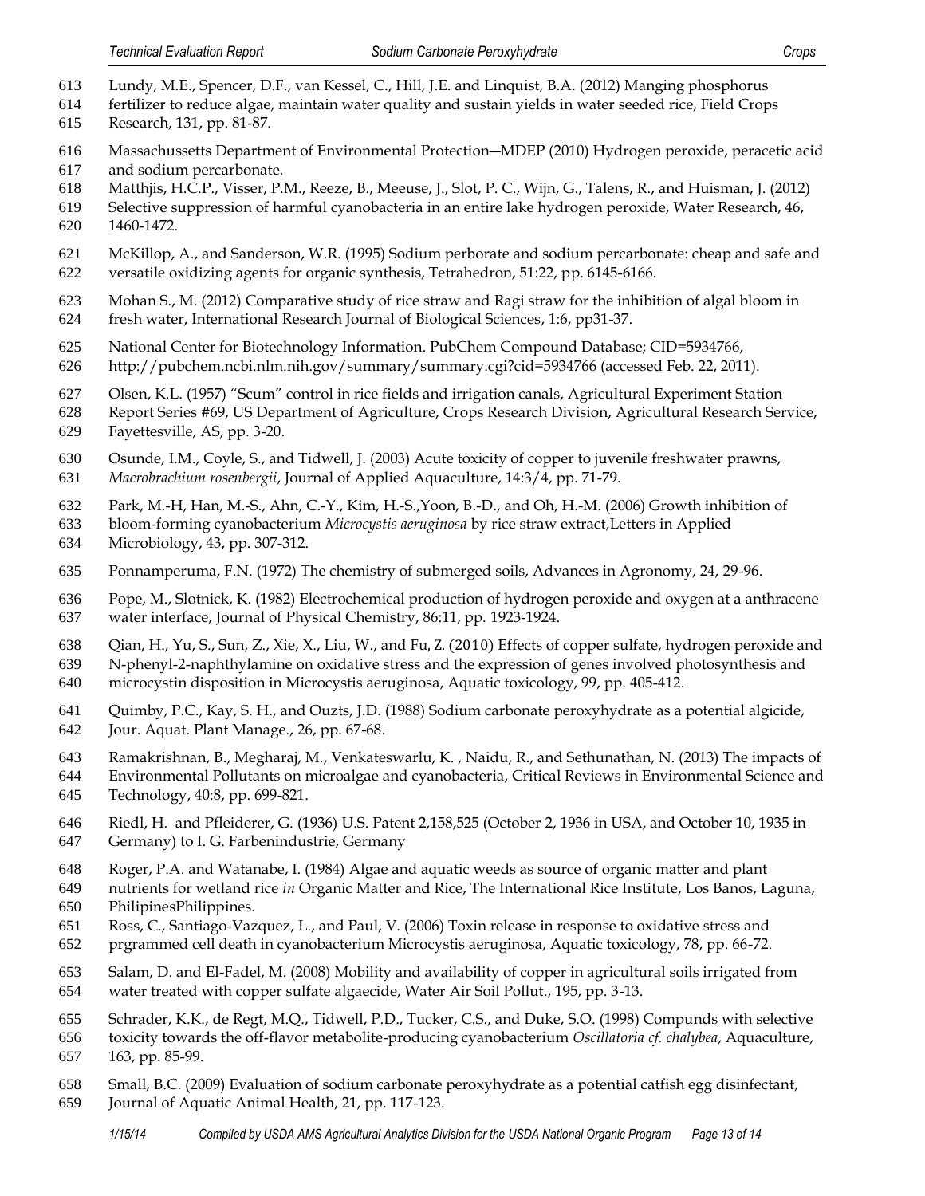Lundy, M.E., Spencer, D.F., van Kessel, C., Hill, J.E. and Linquist, B.A. (2012) Manging phosphorus fertilizer to reduce algae, maintain water quality and sustain yields in water seeded rice, Field Crops Research, 131, pp. 81-87.

Massachussetts Department of Environmental Protection—MDEP (2010) Hydrogen peroxide, peracetic acid and sodium percarbonate.

Matthjis, H.C.P., Visser, P.M., Reeze, B., Meeuse, J., Slot, P. C., Wijn, G., Talens, R., and Huisman, J. (2012) Selective suppression of harmful cyanobacteria in an entire lake hydrogen peroxide, Water Research, 46, 1460-1472.

McKillop, A., and Sanderson, W.R. (1995) Sodium perborate and sodium percarbonate: cheap and safe and versatile oxidizing agents for organic synthesis, Tetrahedron, 51:22, pp. 6145-6166.

Mohan S., M. (2012) Comparative study of rice straw and Ragi straw for the inhibition of algal bloom in fresh water, International Research Journal of Biological Sciences, 1:6, pp31-37.

National Center for Biotechnology Information. PubChem Compound Database; CID=5934766, http://pubchem.ncbi.nlm.nih.gov/summary/summary.cgi?cid=5934766 (accessed Feb. 22, 2011).

Olsen, K.L. (1957) "Scum" control in rice fields and irrigation canals, Agricultural Experiment Station Report Series #69, US Department of Agriculture, Crops Research Division, Agricultural Research Service, Fayettesville, AS, pp. 3-20.

Osunde, I.M., Coyle, S., and Tidwell, J. (2003) Acute toxicity of copper to juvenile freshwater prawns, *Macrobrachium rosenbergii*, Journal of Applied Aquaculture, 14:3/4, pp. 71-79.

Park, M.-H, Han, M.-S., Ahn, C.-Y., Kim, H.-S.,Yoon, B.-D., and Oh, H.-M. (2006) Growth inhibition of bloom-forming cyanobacterium *Microcystis aeruginosa* by rice straw extract,Letters in Applied Microbiology, 43, pp. 307-312.

Ponnamperuma, F.N. (1972) The chemistry of submerged soils, Advances in Agronomy, 24, 29-96.

Pope, M., Slotnick, K. (1982) Electrochemical production of hydrogen peroxide and oxygen at a anthracene water interface, Journal of Physical Chemistry, 86:11, pp. 1923-1924.

Qian, H., Yu, S., Sun, Z., Xie, X., Liu, W., and Fu, Z. (2010) Effects of copper sulfate, hydrogen peroxide and N-phenyl-2-naphthylamine on oxidative stress and the expression of genes involved photosynthesis and microcystin disposition in Microcystis aeruginosa, Aquatic toxicology, 99, pp. 405-412.

Quimby, P.C., Kay, S. H., and Ouzts, J.D. (1988) Sodium carbonate peroxyhydrate as a potential algicide, Jour. Aquat. Plant Manage., 26, pp. 67-68.

Ramakrishnan, B., Megharaj, M., Venkateswarlu, K. , Naidu, R., and Sethunathan, N. (2013) The impacts of Environmental Pollutants on microalgae and cyanobacteria, Critical Reviews in Environmental Science and Technology, 40:8, pp. 699-821.

Riedl, H. and Pfleiderer, G. (1936) U.S. Patent 2,158,525 (October 2, 1936 in USA, and October 10, 1935 in Germany) to I. G. Farbenindustrie, Germany

Roger, P.A. and Watanabe, I. (1984) Algae and aquatic weeds as source of organic matter and plant nutrients for wetland rice *in* Organic Matter and Rice, The International Rice Institute, Los Banos, Laguna, PhilipinesPhilippines.

Ross, C., Santiago-Vazquez, L., and Paul, V. (2006) Toxin release in response to oxidative stress and prgrammed cell death in cyanobacterium Microcystis aeruginosa, Aquatic toxicology, 78, pp. 66-72.

Salam, D. and El-Fadel, M. (2008) Mobility and availability of copper in agricultural soils irrigated from water treated with copper sulfate algaecide, Water Air Soil Pollut., 195, pp. 3-13.

Schrader, K.K., de Regt, M.Q., Tidwell, P.D., Tucker, C.S., and Duke, S.O. (1998) Compunds with selective toxicity towards the off-flavor metabolite-producing cyanobacterium *Oscillatoria cf. chalybea*, Aquaculture, 163, pp. 85-99.

Small, B.C. (2009) Evaluation of sodium carbonate peroxyhydrate as a potential catfish egg disinfectant, Journal of Aquatic Animal Health, 21, pp. 117-123.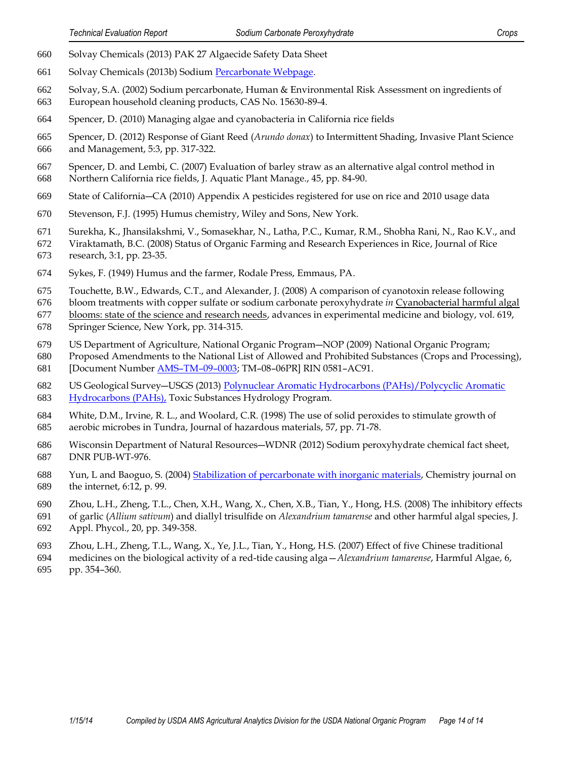Solvay Chemicals (2013) PAK 27 Algaecide Safety Data Sheet

Solvay Chemicals (2013b) Sodium Percarbonate Webpage.

Solvay, S.A. (2002) Sodium percarbonate, Human & Environmental Risk Assessment on ingredients of European household cleaning products, CAS No. 15630-89-4.

Spencer, D. (2010) Managing algae and cyanobacteria in California rice fields

Spencer, D. (2012) Response of Giant Reed (*Arundo donax*) to Intermittent Shading, Invasive Plant Science and Management, 5:3, pp. 317-322.

Spencer, D. and Lembi, C. (2007) Evaluation of barley straw as an alternative algal control method in Northern California rice fields, J. Aquatic Plant Manage., 45, pp. 84-90.

State of California—CA (2010) Appendix A pesticides registered for use on rice and 2010 usage data

Stevenson, F.J. (1995) Humus chemistry, Wiley and Sons, New York.

Surekha, K., Jhansilakshmi, V., Somasekhar, N., Latha, P.C., Kumar, R.M., Shobha Rani, N., Rao K.V., and Viraktamath, B.C. (2008) Status of Organic Farming and Research Experiences in Rice, Journal of Rice research, 3:1, pp. 23-35.

Sykes, F. (1949) Humus and the farmer, Rodale Press, Emmaus, PA.

Touchette, B.W., Edwards, C.T., and Alexander, J. (2008) A comparison of cyanotoxin release following bloom treatments with copper sulfate or sodium carbonate peroxyhydrate *in* Cyanobacterial harmful algal blooms: state of the science and research needs, advances in experimental medicine and biology, vol. 619, Springer Science, New York, pp. 314-315.

US Department of Agriculture, National Organic Program—NOP (2009) National Organic Program; Proposed Amendments to the National List of Allowed and Prohibited Substances (Crops and Processing), [Document Number AMS–TM–09–0003; TM–08–06PR] RIN 0581–AC91.

US Geological Survey—USGS (2013) Polynuclear Aromatic Hydrocarbons (PAHs)/Polycyclic Aromatic Hydrocarbons (PAHs), Toxic Substances Hydrology Program.

White, D.M., Irvine, R. L., and Woolard, C.R. (1998) The use of solid peroxides to stimulate growth of aerobic microbes in Tundra, Journal of hazardous materials, 57, pp. 71-78.

Wisconsin Department of Natural Resources—WDNR (2012) Sodium peroxyhydrate chemical fact sheet, DNR PUB-WT-976.

Yun, L and Baoguo, S. (2004) Stabilization of percarbonate with inorganic materials, Chemistry journal on the internet, 6:12, p. 99.

Zhou, L.H., Zheng, T.L., Chen, X.H., Wang, X., Chen, X.B., Tian, Y., Hong, H.S. (2008) The inhibitory effects of garlic (*Allium sativum*) and diallyl trisulfide on *Alexandrium tamarense* and other harmful algal species, J. Appl. Phycol., 20, pp. 349-358.

Zhou, L.H., Zheng, T.L., Wang, X., Ye, J.L., Tian, Y., Hong, H.S. (2007) Effect of five Chinese traditional medicines on the biological activity of a red-tide causing alga—*Alexandrium tamarense*, Harmful Algae, 6, pp. 354–360.